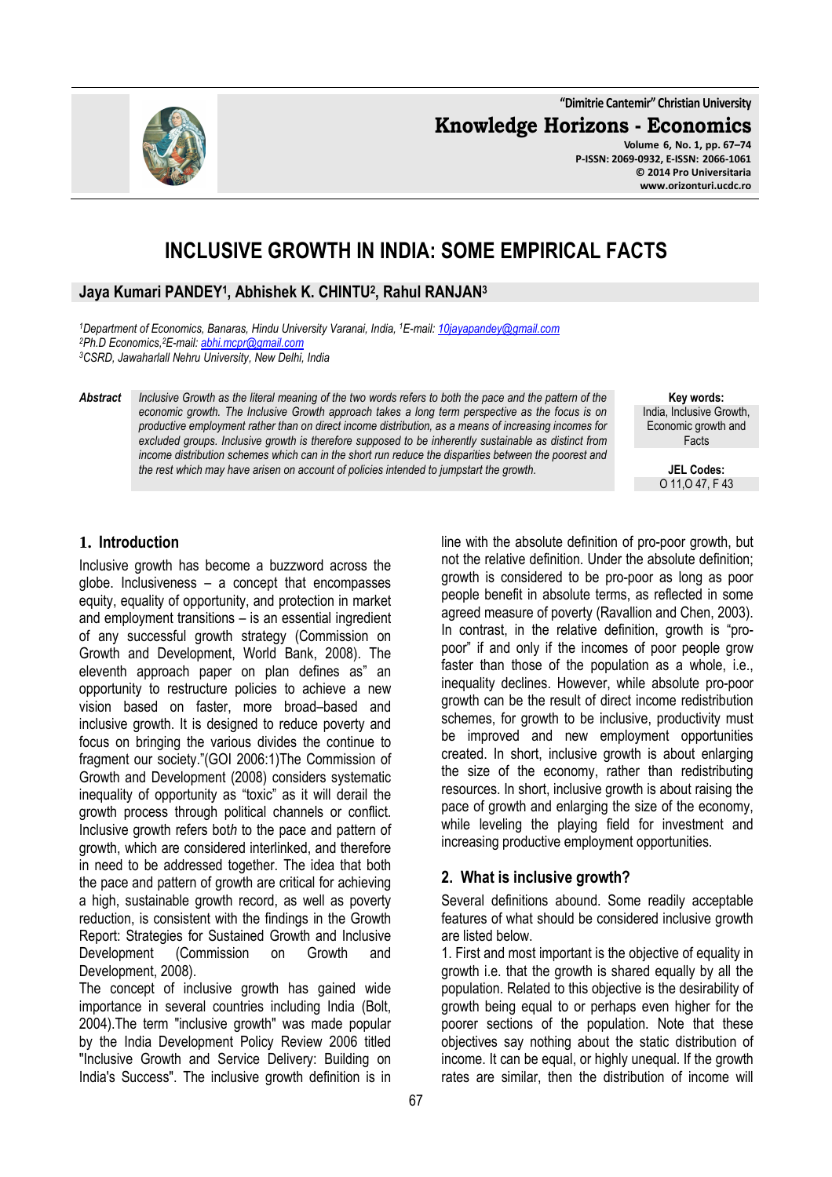# INCLUSIVE GROWTH IN INDIA: SOME EMPIRICAL FACTS

**Jaya Kumari PANDEY[1], Abhishek K. CHINTU[2], Rahul RANJAN[3]**

*[1]Department of Economics, Banaras, Hindu University Varanai, India, [1]E-mail: 10jayapandey@gmail.com*
*[2]Ph.D Economics,[2]E-mail: abhi.mcpr@gmail.com*
*[3]CSRD, Jawaharlall Nehru University, New Delhi, India*

***Abstract*** *Inclusive Growth as the literal meaning of the two words refers to both the pace and the pattern of the economic growth. The Inclusive Growth approach takes a long term perspective as the focus is on productive employment rather than on direct income distribution, as a means of increasing incomes for excluded groups. Inclusive growth is therefore supposed to be inherently sustainable as distinct from income distribution schemes which can in the short run reduce the disparities between the poorest and the rest which may have arisen on account of policies intended to jumpstart the growth.*

**Key words:** India, Inclusive Growth, Economic growth and Facts

**JEL Codes:** O 11,O 47, F 43

## 1. Introduction

Inclusive growth has become a buzzword across the globe. Inclusiveness – a concept that encompasses equity, equality of opportunity, and protection in market and employment transitions – is an essential ingredient of any successful growth strategy (Commission on Growth and Development, World Bank, 2008). The eleventh approach paper on plan defines as" an opportunity to restructure policies to achieve a new vision based on faster, more broad–based and inclusive growth. It is designed to reduce poverty and focus on bringing the various divides the continue to fragment our society."(GOI 2006:1)The Commission of Growth and Development (2008) considers systematic inequality of opportunity as "toxic" as it will derail the growth process through political channels or conflict. Inclusive growth refers bot*h* to the pace and pattern of growth, which are considered interlinked, and therefore in need to be addressed together. The idea that both the pace and pattern of growth are critical for achieving a high, sustainable growth record, as well as poverty reduction, is consistent with the findings in the Growth Report: Strategies for Sustained Growth and Inclusive Development (Commission on Growth and Development, 2008).

The concept of inclusive growth has gained wide importance in several countries including India (Bolt, 2004).The term "inclusive growth" was made popular by the India Development Policy Review 2006 titled "Inclusive Growth and Service Delivery: Building on India's Success". The inclusive growth definition is in line with the absolute definition of pro-poor growth, but not the relative definition. Under the absolute definition; growth is considered to be pro-poor as long as poor people benefit in absolute terms, as reflected in some agreed measure of poverty (Ravallion and Chen, 2003). In contrast, in the relative definition, growth is "pro-poor" if and only if the incomes of poor people grow faster than those of the population as a whole, i.e., inequality declines. However, while absolute pro-poor growth can be the result of direct income redistribution schemes, for growth to be inclusive, productivity must be improved and new employment opportunities created. In short, inclusive growth is about enlarging the size of the economy, rather than redistributing resources. In short, inclusive growth is about raising the pace of growth and enlarging the size of the economy, while leveling the playing field for investment and increasing productive employment opportunities.

## 2. What is inclusive growth?

Several definitions abound. Some readily acceptable features of what should be considered inclusive growth are listed below.

1. First and most important is the objective of equality in growth i.e. that the growth is shared equally by all the population. Related to this objective is the desirability of growth being equal to or perhaps even higher for the poorer sections of the population. Note that these objectives say nothing about the static distribution of income. It can be equal, or highly unequal. If the growth rates are similar, then the distribution of income will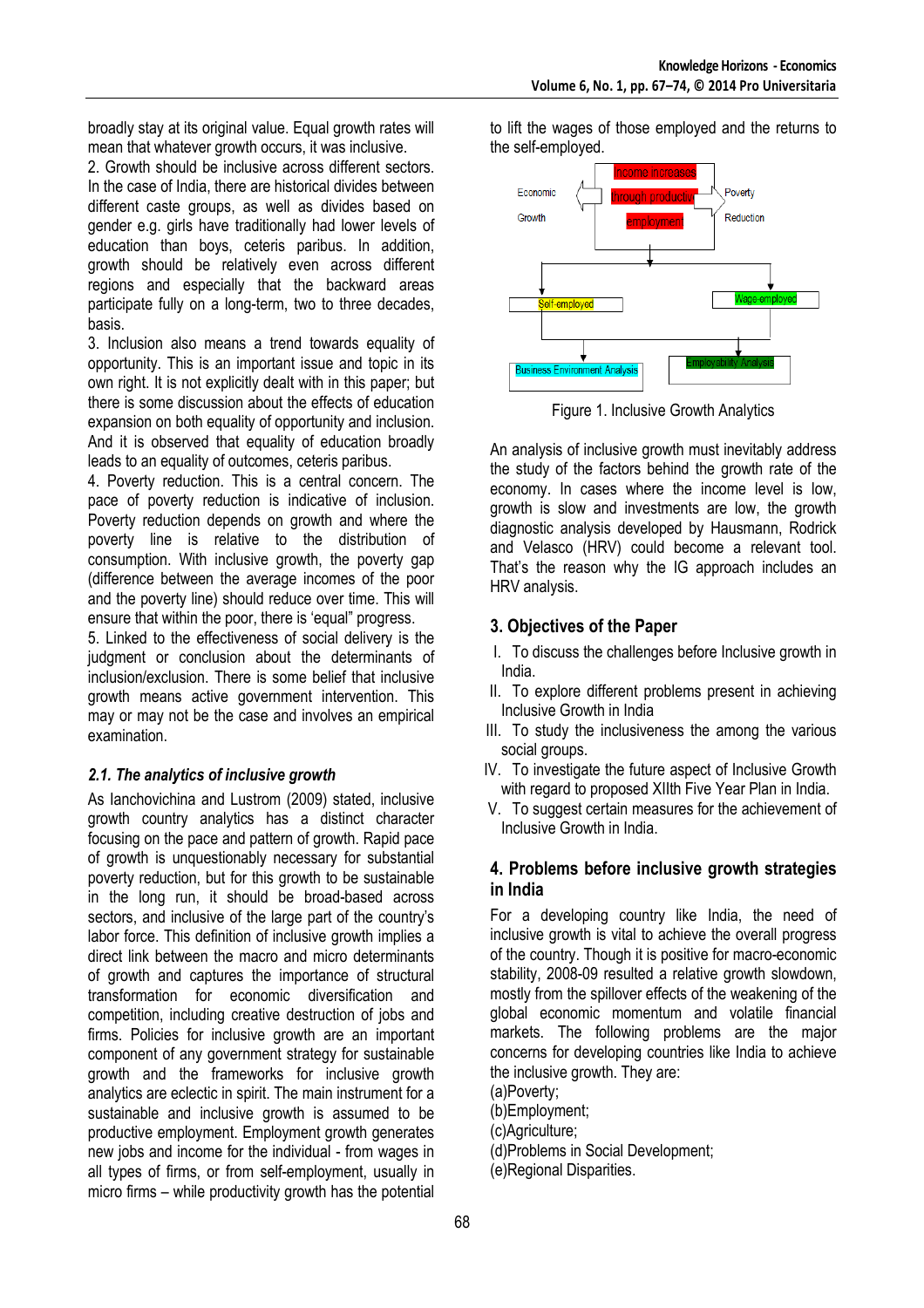broadly stay at its original value. Equal growth rates will mean that whatever growth occurs, it was inclusive.

2. Growth should be inclusive across different sectors. In the case of India, there are historical divides between different caste groups, as well as divides based on gender e.g. girls have traditionally had lower levels of education than boys, ceteris paribus. In addition, growth should be relatively even across different regions and especially that the backward areas participate fully on a long-term, two to three decades, basis.

3. Inclusion also means a trend towards equality of opportunity. This is an important issue and topic in its own right. It is not explicitly dealt with in this paper; but there is some discussion about the effects of education expansion on both equality of opportunity and inclusion. And it is observed that equality of education broadly leads to an equality of outcomes, ceteris paribus.

4. Poverty reduction. This is a central concern. The pace of poverty reduction is indicative of inclusion. Poverty reduction depends on growth and where the poverty line is relative to the distribution of consumption. With inclusive growth, the poverty gap (difference between the average incomes of the poor and the poverty line) should reduce over time. This will ensure that within the poor, there is 'equal" progress.

5. Linked to the effectiveness of social delivery is the judgment or conclusion about the determinants of inclusion/exclusion. There is some belief that inclusive growth means active government intervention. This may or may not be the case and involves an empirical examination.

### *2.1. The analytics of inclusive growth*

As Ianchovichina and Lustrom (2009) stated, inclusive growth country analytics has a distinct character focusing on the pace and pattern of growth. Rapid pace of growth is unquestionably necessary for substantial poverty reduction, but for this growth to be sustainable in the long run, it should be broad-based across sectors, and inclusive of the large part of the country's labor force. This definition of inclusive growth implies a direct link between the macro and micro determinants of growth and captures the importance of structural transformation for economic diversification and competition, including creative destruction of jobs and firms. Policies for inclusive growth are an important component of any government strategy for sustainable growth and the frameworks for inclusive growth analytics are eclectic in spirit. The main instrument for a sustainable and inclusive growth is assumed to be productive employment. Employment growth generates new jobs and income for the individual - from wages in all types of firms, or from self-employment, usually in micro firms – while productivity growth has the potential to lift the wages of those employed and the returns to the self-employed.

Economic Growth | Income increases through productive employment | Poverty Reduction

Self-employed | Wage-employed

Business Environment Analysis | Employability Analysis

Figure 1. Inclusive Growth Analytics

An analysis of inclusive growth must inevitably address the study of the factors behind the growth rate of the economy. In cases where the income level is low, growth is slow and investments are low, the growth diagnostic analysis developed by Hausmann, Rodrick and Velasco (HRV) could become a relevant tool. That's the reason why the IG approach includes an HRV analysis.

## 3. Objectives of the Paper

I. To discuss the challenges before Inclusive growth in India.
II. To explore different problems present in achieving Inclusive Growth in India
III. To study the inclusiveness the among the various social groups.
IV. To investigate the future aspect of Inclusive Growth with regard to proposed XIIth Five Year Plan in India.
V. To suggest certain measures for the achievement of Inclusive Growth in India.

## 4. Problems before inclusive growth strategies in India

For a developing country like India, the need of inclusive growth is vital to achieve the overall progress of the country. Though it is positive for macro-economic stability, 2008-09 resulted a relative growth slowdown, mostly from the spillover effects of the weakening of the global economic momentum and volatile financial markets. The following problems are the major concerns for developing countries like India to achieve the inclusive growth. They are:

(a)Poverty;
(b)Employment;
(c)Agriculture;
(d)Problems in Social Development;
(e)Regional Disparities.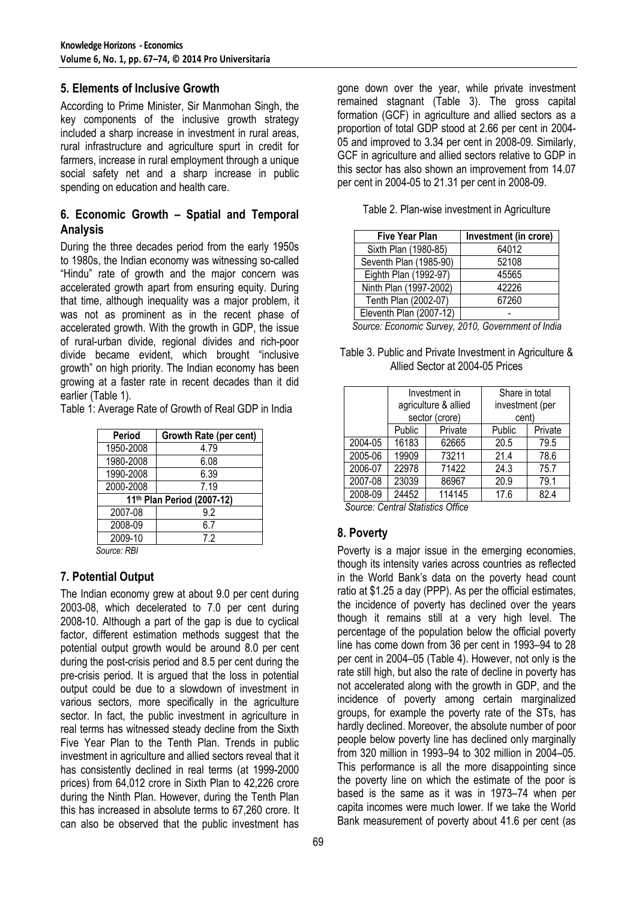## 5. Elements of Inclusive Growth

According to Prime Minister, Sir Manmohan Singh, the key components of the inclusive growth strategy included a sharp increase in investment in rural areas, rural infrastructure and agriculture spurt in credit for farmers, increase in rural employment through a unique social safety net and a sharp increase in public spending on education and health care.

## 6. Economic Growth – Spatial and Temporal Analysis

During the three decades period from the early 1950s to 1980s, the Indian economy was witnessing so-called "Hindu" rate of growth and the major concern was accelerated growth apart from ensuring equity. During that time, although inequality was a major problem, it was not as prominent as in the recent phase of accelerated growth. With the growth in GDP, the issue of rural-urban divide, regional divides and rich-poor divide became evident, which brought "inclusive growth" on high priority. The Indian economy has been growing at a faster rate in recent decades than it did earlier (Table 1).

Table 1: Average Rate of Growth of Real GDP in India

| Period | Growth Rate (per cent) |
|---|---|
| 1950-2008 | 4.79 |
| 1980-2008 | 6.08 |
| 1990-2008 | 6.39 |
| 2000-2008 | 7.19 |
| 11th Plan Period (2007-12) | |
| 2007-08 | 9.2 |
| 2008-09 | 6.7 |
| 2009-10 | 7.2 |

*Source: RBI*

## 7. Potential Output

The Indian economy grew at about 9.0 per cent during 2003-08, which decelerated to 7.0 per cent during 2008-10. Although a part of the gap is due to cyclical factor, different estimation methods suggest that the potential output growth would be around 8.0 per cent during the post-crisis period and 8.5 per cent during the pre-crisis period. It is argued that the loss in potential output could be due to a slowdown of investment in various sectors, more specifically in the agriculture sector. In fact, the public investment in agriculture in real terms has witnessed steady decline from the Sixth Five Year Plan to the Tenth Plan. Trends in public investment in agriculture and allied sectors reveal that it has consistently declined in real terms (at 1999-2000 prices) from 64,012 crore in Sixth Plan to 42,226 crore during the Ninth Plan. However, during the Tenth Plan this has increased in absolute terms to 67,260 crore. It can also be observed that the public investment has gone down over the year, while private investment remained stagnant (Table 3). The gross capital formation (GCF) in agriculture and allied sectors as a proportion of total GDP stood at 2.66 per cent in 2004-05 and improved to 3.34 per cent in 2008-09. Similarly, GCF in agriculture and allied sectors relative to GDP in this sector has also shown an improvement from 14.07 per cent in 2004-05 to 21.31 per cent in 2008-09.

Table 2. Plan-wise investment in Agriculture

| Five Year Plan | Investment (in crore) |
|---|---|
| Sixth Plan (1980-85) | 64012 |
| Seventh Plan (1985-90) | 52108 |
| Eighth Plan (1992-97) | 45565 |
| Ninth Plan (1997-2002) | 42226 |
| Tenth Plan (2002-07) | 67260 |
| Eleventh Plan (2007-12) | - |

*Source: Economic Survey, 2010, Government of India*

Table 3. Public and Private Investment in Agriculture & Allied Sector at 2004-05 Prices

| | Investment in agriculture & allied sector (crore) | | Share in total investment (per cent) | |
|---|---|---|---|---|
| | Public | Private | Public | Private |
| 2004-05 | 16183 | 62665 | 20.5 | 79.5 |
| 2005-06 | 19909 | 73211 | 21.4 | 78.6 |
| 2006-07 | 22978 | 71422 | 24.3 | 75.7 |
| 2007-08 | 23039 | 86967 | 20.9 | 79.1 |
| 2008-09 | 24452 | 114145 | 17.6 | 82.4 |

*Source: Central Statistics Office*

## 8. Poverty

Poverty is a major issue in the emerging economies, though its intensity varies across countries as reflected in the World Bank's data on the poverty head count ratio at $1.25 a day (PPP). As per the official estimates, the incidence of poverty has declined over the years though it remains still at a very high level. The percentage of the population below the official poverty line has come down from 36 per cent in 1993–94 to 28 per cent in 2004–05 (Table 4). However, not only is the rate still high, but also the rate of decline in poverty has not accelerated along with the growth in GDP, and the incidence of poverty among certain marginalized groups, for example the poverty rate of the STs, has hardly declined. Moreover, the absolute number of poor people below poverty line has declined only marginally from 320 million in 1993–94 to 302 million in 2004–05. This performance is all the more disappointing since the poverty line on which the estimate of the poor is based is the same as it was in 1973–74 when per capita incomes were much lower. If we take the World Bank measurement of poverty about 41.6 per cent (as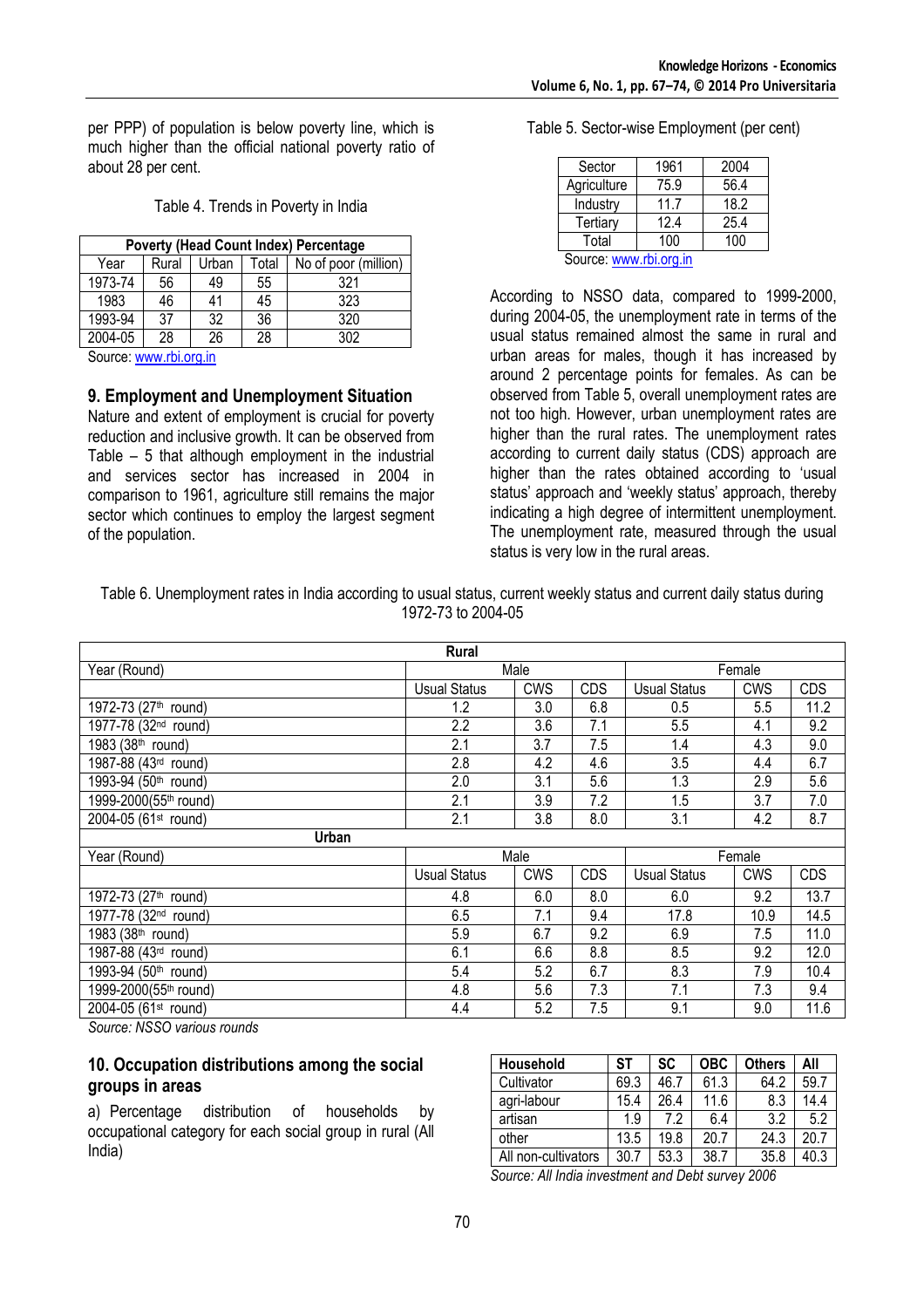per PPP) of population is below poverty line, which is much higher than the official national poverty ratio of about 28 per cent.

Table 4. Trends in Poverty in India

| Poverty (Head Count Index) Percentage | | | | |
|---|---|---|---|---|
| Year | Rural | Urban | Total | No of poor (million) |
| 1973-74 | 56 | 49 | 55 | 321 |
| 1983 | 46 | 41 | 45 | 323 |
| 1993-94 | 37 | 32 | 36 | 320 |
| 2004-05 | 28 | 26 | 28 | 302 |

Source: www.rbi.org.in

## 9. Employment and Unemployment Situation

Nature and extent of employment is crucial for poverty reduction and inclusive growth. It can be observed from Table – 5 that although employment in the industrial and services sector has increased in 2004 in comparison to 1961, agriculture still remains the major sector which continues to employ the largest segment of the population.

Table 5. Sector-wise Employment (per cent)

| Sector | 1961 | 2004 |
|---|---|---|
| Agriculture | 75.9 | 56.4 |
| Industry | 11.7 | 18.2 |
| Tertiary | 12.4 | 25.4 |
| Total | 100 | 100 |

Source: www.rbi.org.in

According to NSSO data, compared to 1999-2000, during 2004-05, the unemployment rate in terms of the usual status remained almost the same in rural and urban areas for males, though it has increased by around 2 percentage points for females. As can be observed from Table 5, overall unemployment rates are not too high. However, urban unemployment rates are higher than the rural rates. The unemployment rates according to current daily status (CDS) approach are higher than the rates obtained according to 'usual status' approach and 'weekly status' approach, thereby indicating a high degree of intermittent unemployment. The unemployment rate, measured through the usual status is very low in the rural areas.

Table 6. Unemployment rates in India according to usual status, current weekly status and current daily status during 1972-73 to 2004-05

| Rural | | | | | | |
|---|---|---|---|---|---|---|
| Year (Round) | Male | | | Female | | |
| | Usual Status | CWS | CDS | Usual Status | CWS | CDS |
| 1972-73 (27th round) | 1.2 | 3.0 | 6.8 | 0.5 | 5.5 | 11.2 |
| 1977-78 (32nd round) | 2.2 | 3.6 | 7.1 | 5.5 | 4.1 | 9.2 |
| 1983 (38th round) | 2.1 | 3.7 | 7.5 | 1.4 | 4.3 | 9.0 |
| 1987-88 (43rd round) | 2.8 | 4.2 | 4.6 | 3.5 | 4.4 | 6.7 |
| 1993-94 (50th round) | 2.0 | 3.1 | 5.6 | 1.3 | 2.9 | 5.6 |
| 1999-2000(55th round) | 2.1 | 3.9 | 7.2 | 1.5 | 3.7 | 7.0 |
| 2004-05 (61st round) | 2.1 | 3.8 | 8.0 | 3.1 | 4.2 | 8.7 |
| **Urban** | | | | | | |
| Year (Round) | Male | | | Female | | |
| | Usual Status | CWS | CDS | Usual Status | CWS | CDS |
| 1972-73 (27th round) | 4.8 | 6.0 | 8.0 | 6.0 | 9.2 | 13.7 |
| 1977-78 (32nd round) | 6.5 | 7.1 | 9.4 | 17.8 | 10.9 | 14.5 |
| 1983 (38th round) | 5.9 | 6.7 | 9.2 | 6.9 | 7.5 | 11.0 |
| 1987-88 (43rd round) | 6.1 | 6.6 | 8.8 | 8.5 | 9.2 | 12.0 |
| 1993-94 (50th round) | 5.4 | 5.2 | 6.7 | 8.3 | 7.9 | 10.4 |
| 1999-2000(55th round) | 4.8 | 5.6 | 7.3 | 7.1 | 7.3 | 9.4 |
| 2004-05 (61st round) | 4.4 | 5.2 | 7.5 | 9.1 | 9.0 | 11.6 |

*Source: NSSO various rounds*

## 10. Occupation distributions among the social groups in areas

a) Percentage distribution of households by occupational category for each social group in rural (All India)

| Household | ST | SC | OBC | Others | All |
|---|---|---|---|---|---|
| Cultivator | 69.3 | 46.7 | 61.3 | 64.2 | 59.7 |
| agri-labour | 15.4 | 26.4 | 11.6 | 8.3 | 14.4 |
| artisan | 1.9 | 7.2 | 6.4 | 3.2 | 5.2 |
| other | 13.5 | 19.8 | 20.7 | 24.3 | 20.7 |
| All non-cultivators | 30.7 | 53.3 | 38.7 | 35.8 | 40.3 |

*Source: All India investment and Debt survey 2006*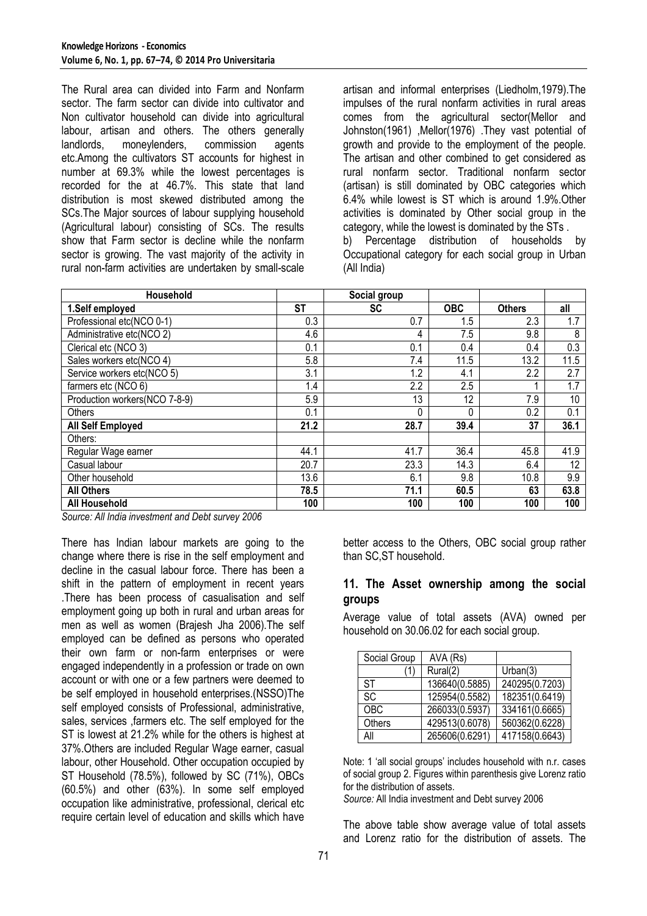The Rural area can divided into Farm and Nonfarm sector. The farm sector can divide into cultivator and Non cultivator household can divide into agricultural labour, artisan and others. The others generally landlords, moneylenders, commission agents etc.Among the cultivators ST accounts for highest in number at 69.3% while the lowest percentages is recorded for the at 46.7%. This state that land distribution is most skewed distributed among the SCs.The Major sources of labour supplying household (Agricultural labour) consisting of SCs. The results show that Farm sector is decline while the nonfarm sector is growing. The vast majority of the activity in rural non-farm activities are undertaken by small-scale artisan and informal enterprises (Liedholm,1979).The impulses of the rural nonfarm activities in rural areas comes from the agricultural sector(Mellor and Johnston(1961) ,Mellor(1976) .They vast potential of growth and provide to the employment of the people. The artisan and other combined to get considered as rural nonfarm sector. Traditional nonfarm sector (artisan) is still dominated by OBC categories which 6.4% while lowest is ST which is around 1.9%.Other activities is dominated by Other social group in the category, while the lowest is dominated by the STs .

b) Percentage distribution of households by Occupational category for each social group in Urban (All India)

| Household | | Social group | | | |
|---|---|---|---|---|---|
| **1.Self employed** | **ST** | **SC** | **OBC** | **Others** | **all** |
| Professional etc(NCO 0-1) | 0.3 | 0.7 | 1.5 | 2.3 | 1.7 |
| Administrative etc(NCO 2) | 4.6 | 4 | 7.5 | 9.8 | 8 |
| Clerical etc (NCO 3) | 0.1 | 0.1 | 0.4 | 0.4 | 0.3 |
| Sales workers etc(NCO 4) | 5.8 | 7.4 | 11.5 | 13.2 | 11.5 |
| Service workers etc(NCO 5) | 3.1 | 1.2 | 4.1 | 2.2 | 2.7 |
| farmers etc (NCO 6) | 1.4 | 2.2 | 2.5 | 1 | 1.7 |
| Production workers(NCO 7-8-9) | 5.9 | 13 | 12 | 7.9 | 10 |
| Others | 0.1 | 0 | 0 | 0.2 | 0.1 |
| **All Self Employed** | **21.2** | **28.7** | **39.4** | **37** | **36.1** |
| Others: | | | | | |
| Regular Wage earner | 44.1 | 41.7 | 36.4 | 45.8 | 41.9 |
| Casual labour | 20.7 | 23.3 | 14.3 | 6.4 | 12 |
| Other household | 13.6 | 6.1 | 9.8 | 10.8 | 9.9 |
| **All Others** | **78.5** | **71.1** | **60.5** | **63** | **63.8** |
| **All Household** | **100** | **100** | **100** | **100** | **100** |

*Source: All India investment and Debt survey 2006*

There has Indian labour markets are going to the change where there is rise in the self employment and decline in the casual labour force. There has been a shift in the pattern of employment in recent years .There has been process of casualisation and self employment going up both in rural and urban areas for men as well as women (Brajesh Jha 2006).The self employed can be defined as persons who operated their own farm or non-farm enterprises or were engaged independently in a profession or trade on own account or with one or a few partners were deemed to be self employed in household enterprises.(NSSO)The self employed consists of Professional, administrative, sales, services ,farmers etc. The self employed for the ST is lowest at 21.2% while for the others is highest at 37%.Others are included Regular Wage earner, casual labour, other Household. Other occupation occupied by ST Household (78.5%), followed by SC (71%), OBCs (60.5%) and other (63%). In some self employed occupation like administrative, professional, clerical etc require certain level of education and skills which have better access to the Others, OBC social group rather than SC,ST household.

## 11. The Asset ownership among the social groups

Average value of total assets (AVA) owned per household on 30.06.02 for each social group.

| Social Group | AVA (Rs) | |
|---|---|---|
| (1) | Rural(2) | Urban(3) |
| ST | 136640(0.5885) | 240295(0.7203) |
| SC | 125954(0.5582) | 182351(0.6419) |
| OBC | 266033(0.5937) | 334161(0.6665) |
| Others | 429513(0.6078) | 560362(0.6228) |
| All | 265606(0.6291) | 417158(0.6643) |

Note: 1 'all social groups' includes household with n.r. cases of social group 2. Figures within parenthesis give Lorenz ratio for the distribution of assets.

*Source:* All India investment and Debt survey 2006

The above table show average value of total assets and Lorenz ratio for the distribution of assets. The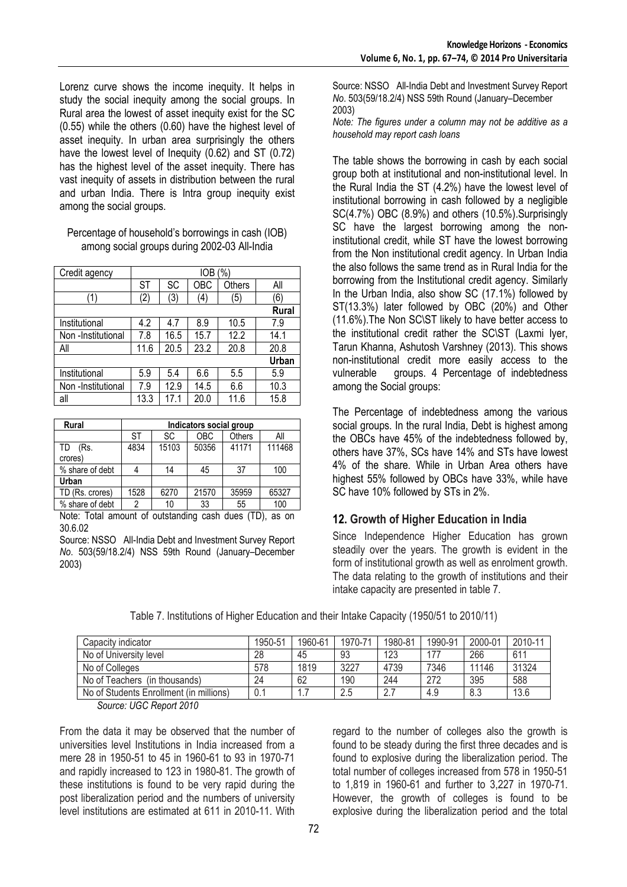Lorenz curve shows the income inequity. It helps in study the social inequity among the social groups. In Rural area the lowest of asset inequity exist for the SC (0.55) while the others (0.60) have the highest level of asset inequity. In urban area surprisingly the others have the lowest level of Inequity (0.62) and ST (0.72) has the highest level of the asset inequity. There has vast inequity of assets in distribution between the rural and urban India. There is Intra group inequity exist among the social groups.

Percentage of household's borrowings in cash (IOB) among social groups during 2002-03 All-India

| Credit agency | IOB (%) | | | | |
|---|---|---|---|---|---|
| | ST | SC | OBC | Others | All |
| (1) | (2) | (3) | (4) | (5) | (6) |
| | | | | | **Rural** |
| Institutional | 4.2 | 4.7 | 8.9 | 10.5 | 7.9 |
| Non -Institutional | 7.8 | 16.5 | 15.7 | 12.2 | 14.1 |
| All | 11.6 | 20.5 | 23.2 | 20.8 | 20.8 |
| | | | | | **Urban** |
| Institutional | 5.9 | 5.4 | 6.6 | 5.5 | 5.9 |
| Non -Institutional | 7.9 | 12.9 | 14.5 | 6.6 | 10.3 |
| all | 13.3 | 17.1 | 20.0 | 11.6 | 15.8 |

| **Rural** | **Indicators social group** | | | | |
|---|---|---|---|---|---|
| | ST | SC | OBC | Others | All |
| TD (Rs. crores) | 4834 | 15103 | 50356 | 41171 | 111468 |
| % share of debt | 4 | 14 | 45 | 37 | 100 |
| **Urban** | | | | | |
| TD (Rs. crores) | 1528 | 6270 | 21570 | 35959 | 65327 |
| % share of debt | 2 | 10 | 33 | 55 | 100 |

Note: Total amount of outstanding cash dues (TD), as on 30.6.02

Source: NSSO All-India Debt and Investment Survey Report *No*. 503(59/18.2/4) NSS 59th Round (January–December 2003)

Source: NSSO All-India Debt and Investment Survey Report *No*. 503(59/18.2/4) NSS 59th Round (January–December 2003)

*Note: The figures under a column may not be additive as a household may report cash loans*

The table shows the borrowing in cash by each social group both at institutional and non-institutional level. In the Rural India the ST (4.2%) have the lowest level of institutional borrowing in cash followed by a negligible SC(4.7%) OBC (8.9%) and others (10.5%).Surprisingly SC have the largest borrowing among the non-institutional credit, while ST have the lowest borrowing from the Non institutional credit agency. In Urban India the also follows the same trend as in Rural India for the borrowing from the Institutional credit agency. Similarly In the Urban India, also show SC (17.1%) followed by ST(13.3%) later followed by OBC (20%) and Other (11.6%).The Non SC\ST likely to have better access to the institutional credit rather the SC\ST (Laxmi Iyer, Tarun Khanna, Ashutosh Varshney (2013). This shows non-institutional credit more easily access to the vulnerable groups. 4 Percentage of indebtedness among the Social groups:

The Percentage of indebtedness among the various social groups. In the rural India, Debt is highest among the OBCs have 45% of the indebtedness followed by, others have 37%, SCs have 14% and STs have lowest 4% of the share. While in Urban Area others have highest 55% followed by OBCs have 33%, while have SC have 10% followed by STs in 2%.

## 12. Growth of Higher Education in India

Since Independence Higher Education has grown steadily over the years. The growth is evident in the form of institutional growth as well as enrolment growth. The data relating to the growth of institutions and their intake capacity are presented in table 7.

Table 7. Institutions of Higher Education and their Intake Capacity (1950/51 to 2010/11)

| Capacity indicator | 1950-51 | 1960-61 | 1970-71 | 1980-81 | 1990-91 | 2000-01 | 2010-11 |
|---|---|---|---|---|---|---|---|
| No of University level | 28 | 45 | 93 | 123 | 177 | 266 | 611 |
| No of Colleges | 578 | 1819 | 3227 | 4739 | 7346 | 11146 | 31324 |
| No of Teachers (in thousands) | 24 | 62 | 190 | 244 | 272 | 395 | 588 |
| No of Students Enrollment (in millions) | 0.1 | 1.7 | 2.5 | 2.7 | 4.9 | 8.3 | 13.6 |

*Source: UGC Report 2010*

From the data it may be observed that the number of universities level Institutions in India increased from a mere 28 in 1950-51 to 45 in 1960-61 to 93 in 1970-71 and rapidly increased to 123 in 1980-81. The growth of these institutions is found to be very rapid during the post liberalization period and the numbers of university level institutions are estimated at 611 in 2010-11. With regard to the number of colleges also the growth is found to be steady during the first three decades and is found to explosive during the liberalization period. The total number of colleges increased from 578 in 1950-51 to 1,819 in 1960-61 and further to 3,227 in 1970-71. However, the growth of colleges is found to be explosive during the liberalization period and the total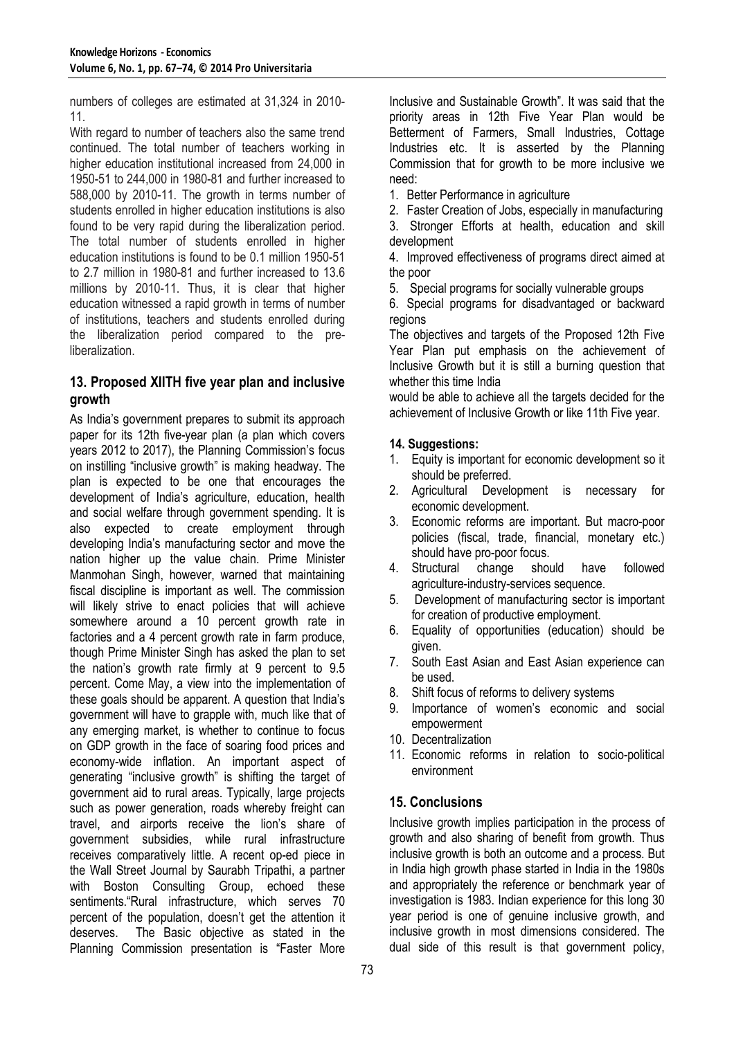numbers of colleges are estimated at 31,324 in 2010-11.

With regard to number of teachers also the same trend continued. The total number of teachers working in higher education institutional increased from 24,000 in 1950-51 to 244,000 in 1980-81 and further increased to 588,000 by 2010-11. The growth in terms number of students enrolled in higher education institutions is also found to be very rapid during the liberalization period. The total number of students enrolled in higher education institutions is found to be 0.1 million 1950-51 to 2.7 million in 1980-81 and further increased to 13.6 millions by 2010-11. Thus, it is clear that higher education witnessed a rapid growth in terms of number of institutions, teachers and students enrolled during the liberalization period compared to the pre-liberalization.

## 13. Proposed XIITH five year plan and inclusive growth

As India's government prepares to submit its approach paper for its 12th five-year plan (a plan which covers years 2012 to 2017), the Planning Commission's focus on instilling "inclusive growth" is making headway. The plan is expected to be one that encourages the development of India's agriculture, education, health and social welfare through government spending. It is also expected to create employment through developing India's manufacturing sector and move the nation higher up the value chain. Prime Minister Manmohan Singh, however, warned that maintaining fiscal discipline is important as well. The commission will likely strive to enact policies that will achieve somewhere around a 10 percent growth rate in factories and a 4 percent growth rate in farm produce, though Prime Minister Singh has asked the plan to set the nation's growth rate firmly at 9 percent to 9.5 percent. Come May, a view into the implementation of these goals should be apparent. A question that India's government will have to grapple with, much like that of any emerging market, is whether to continue to focus on GDP growth in the face of soaring food prices and economy-wide inflation. An important aspect of generating "inclusive growth" is shifting the target of government aid to rural areas. Typically, large projects such as power generation, roads whereby freight can travel, and airports receive the lion's share of government subsidies, while rural infrastructure receives comparatively little. A recent op-ed piece in the Wall Street Journal by Saurabh Tripathi, a partner with Boston Consulting Group, echoed these sentiments."Rural infrastructure, which serves 70 percent of the population, doesn't get the attention it deserves. The Basic objective as stated in the Planning Commission presentation is "Faster More Inclusive and Sustainable Growth". It was said that the priority areas in 12th Five Year Plan would be Betterment of Farmers, Small Industries, Cottage Industries etc. It is asserted by the Planning Commission that for growth to be more inclusive we need:

1. Better Performance in agriculture
2. Faster Creation of Jobs, especially in manufacturing
3. Stronger Efforts at health, education and skill development
4. Improved effectiveness of programs direct aimed at the poor
5. Special programs for socially vulnerable groups
6. Special programs for disadvantaged or backward regions

The objectives and targets of the Proposed 12th Five Year Plan put emphasis on the achievement of Inclusive Growth but it is still a burning question that whether this time India would be able to achieve all the targets decided for the achievement of Inclusive Growth or like 11th Five year.

### 14. Suggestions:

1. Equity is important for economic development so it should be preferred.
2. Agricultural Development is necessary for economic development.
3. Economic reforms are important. But macro-poor policies (fiscal, trade, financial, monetary etc.) should have pro-poor focus.
4. Structural change should have followed agriculture-industry-services sequence.
5. Development of manufacturing sector is important for creation of productive employment.
6. Equality of opportunities (education) should be given.
7. South East Asian and East Asian experience can be used.
8. Shift focus of reforms to delivery systems
9. Importance of women's economic and social empowerment
10. Decentralization
11. Economic reforms in relation to socio-political environment

## 15. Conclusions

Inclusive growth implies participation in the process of growth and also sharing of benefit from growth. Thus inclusive growth is both an outcome and a process. But in India high growth phase started in India in the 1980s and appropriately the reference or benchmark year of investigation is 1983. Indian experience for this long 30 year period is one of genuine inclusive growth, and inclusive growth in most dimensions considered. The dual side of this result is that government policy,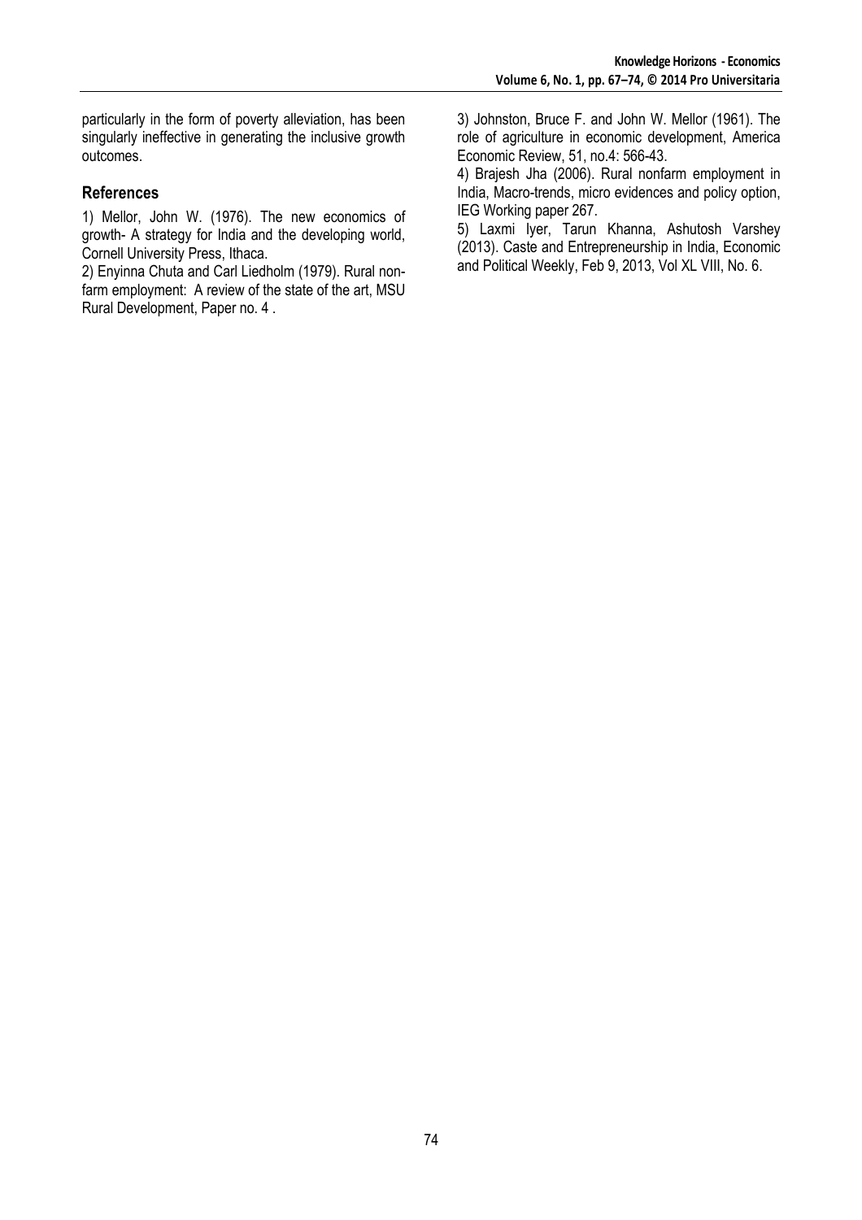particularly in the form of poverty alleviation, has been singularly ineffective in generating the inclusive growth outcomes.

## References

1) Mellor, John W. (1976). The new economics of growth- A strategy for India and the developing world, Cornell University Press, Ithaca.

2) Enyinna Chuta and Carl Liedholm (1979). Rural non-farm employment: A review of the state of the art, MSU Rural Development, Paper no. 4 .

3) Johnston, Bruce F. and John W. Mellor (1961). The role of agriculture in economic development, America Economic Review, 51, no.4: 566-43.

4) Brajesh Jha (2006). Rural nonfarm employment in India, Macro-trends, micro evidences and policy option, IEG Working paper 267.

5) Laxmi Iyer, Tarun Khanna, Ashutosh Varshey (2013). Caste and Entrepreneurship in India, Economic and Political Weekly, Feb 9, 2013, Vol XL VIII, No. 6.